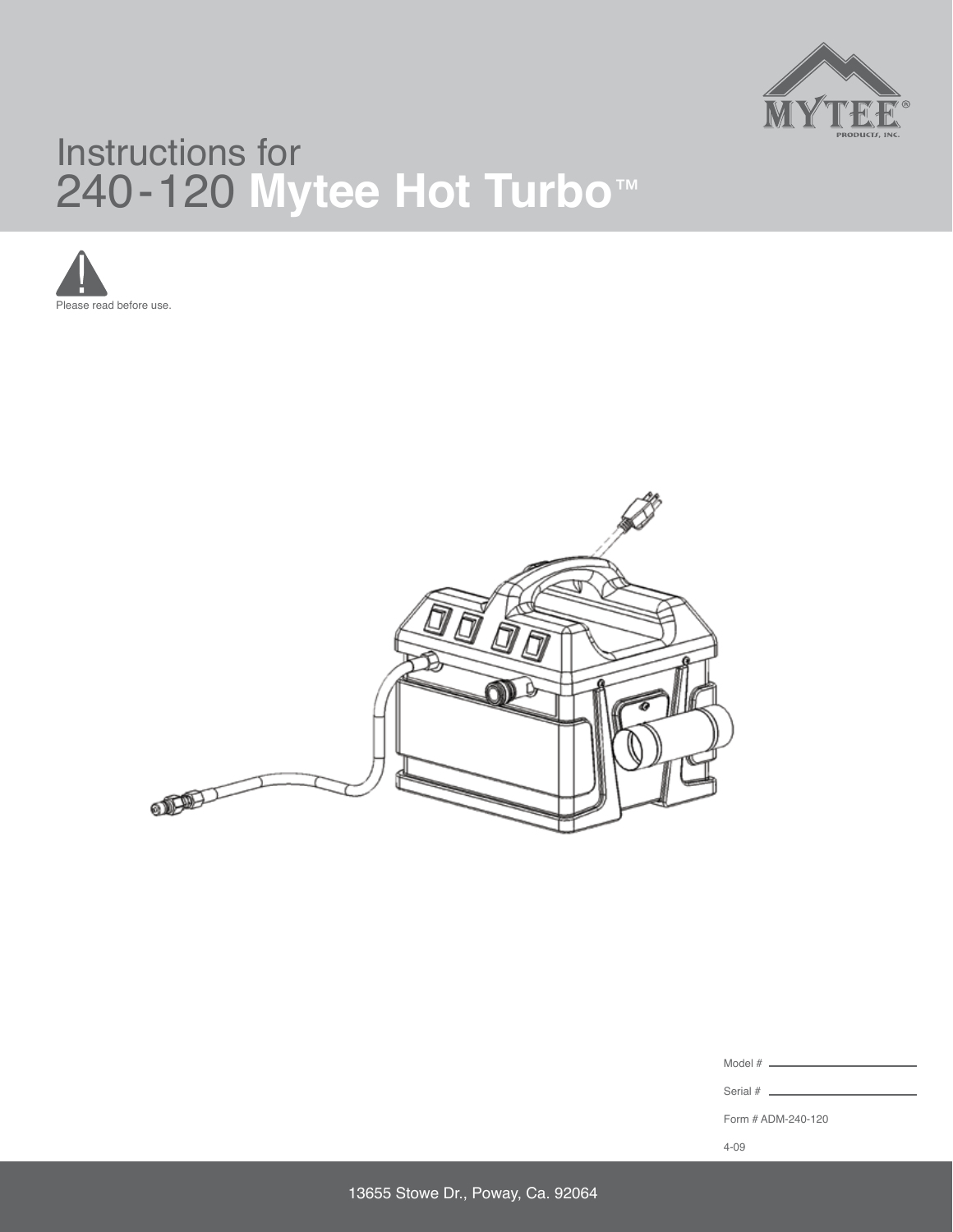MYTEE®
PRODUCTS, INC.

# Instructions for 240-120 **Mytee Hot Turbo**™

Please read before use.

Model # ________________

Serial # ________________

Form # ADM-240-120

4-09

13655 Stowe Dr., Poway, Ca. 92064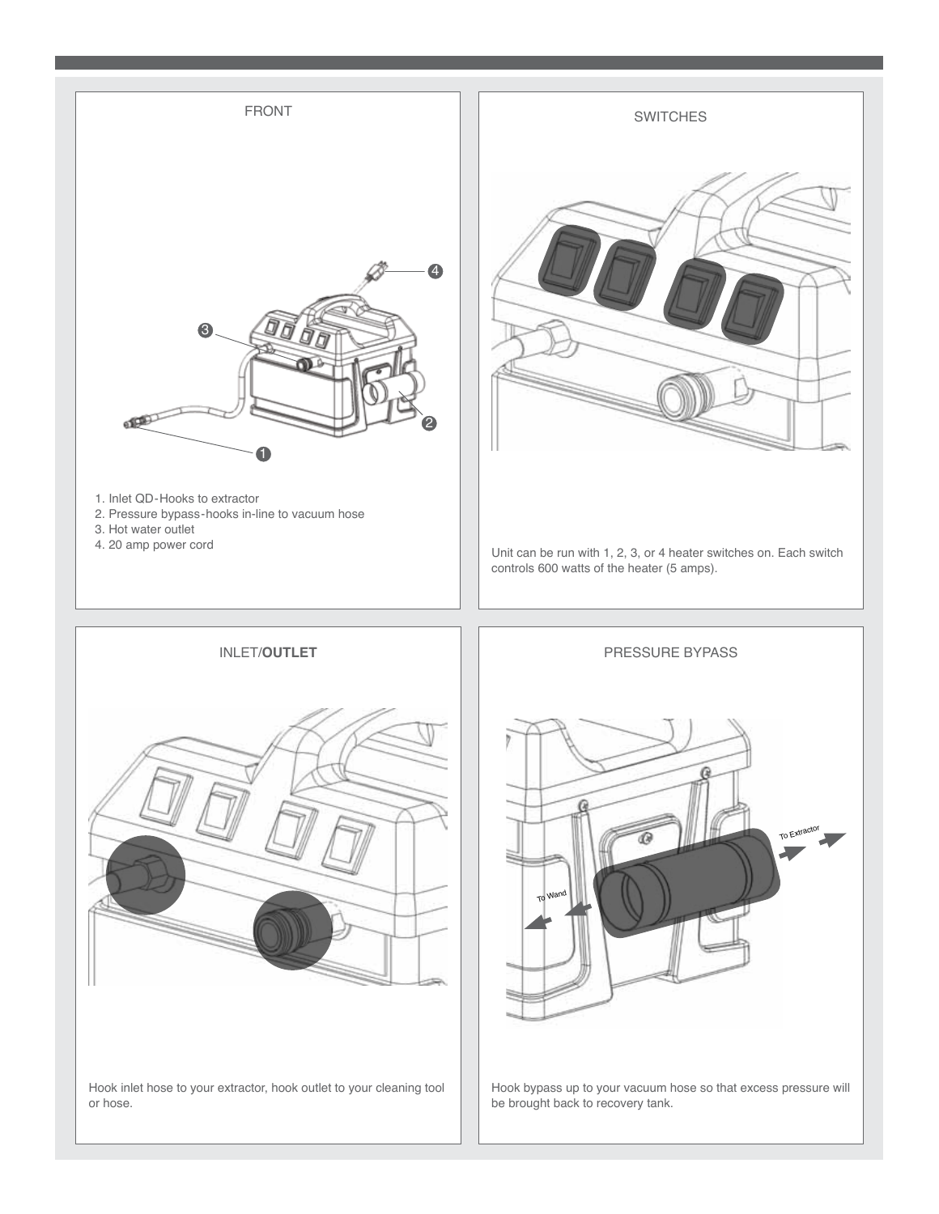## FRONT

1. Inlet QD-Hooks to extractor
2. Pressure bypass-hooks in-line to vacuum hose
3. Hot water outlet
4. 20 amp power cord

## SWITCHES

Unit can be run with 1, 2, 3, or 4 heater switches on. Each switch controls 600 watts of the heater (5 amps).

## INLET/**OUTLET**

Hook inlet hose to your extractor, hook outlet to your cleaning tool or hose.

## PRESSURE BYPASS

To Wand

To Extractor

Hook bypass up to your vacuum hose so that excess pressure will be brought back to recovery tank.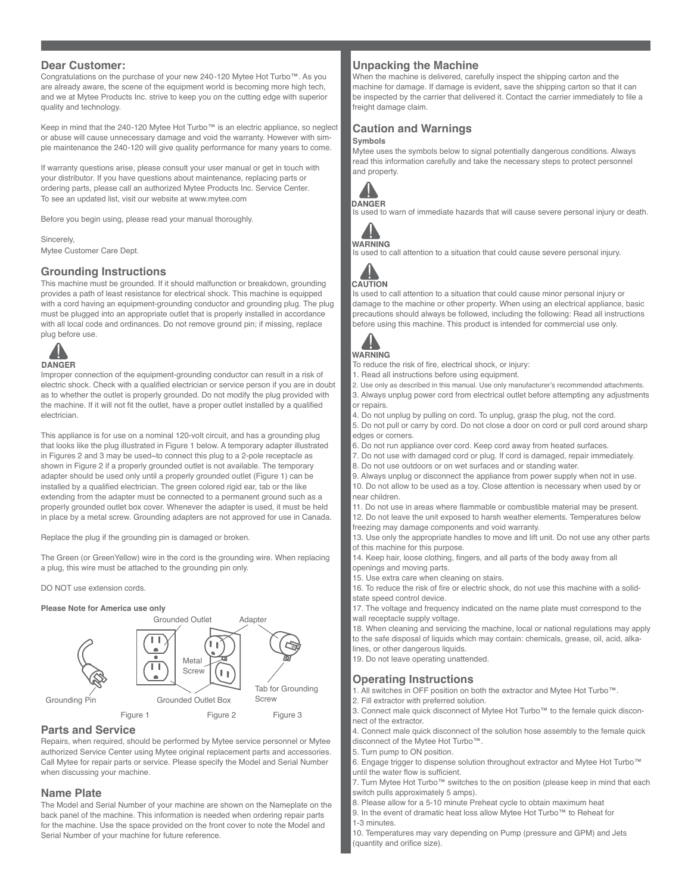## Dear Customer:

Congratulations on the purchase of your new 240-120 Mytee Hot Turbo™. As you are already aware, the scene of the equipment world is becoming more high tech, and we at Mytee Products Inc. strive to keep you on the cutting edge with superior quality and technology.

Keep in mind that the 240-120 Mytee Hot Turbo™ is an electric appliance, so neglect or abuse will cause unnecessary damage and void the warranty. However with simple maintenance the 240-120 will give quality performance for many years to come.

If warranty questions arise, please consult your user manual or get in touch with your distributor. If you have questions about maintenance, replacing parts or ordering parts, please call an authorized Mytee Products Inc. Service Center. To see an updated list, visit our website at www.mytee.com

Before you begin using, please read your manual thoroughly.

Sincerely,
Mytee Customer Care Dept.

## Grounding Instructions

This machine must be grounded. If it should malfunction or breakdown, grounding provides a path of least resistance for electrical shock. This machine is equipped with a cord having an equipment-grounding conductor and grounding plug. The plug must be plugged into an appropriate outlet that is properly installed in accordance with all local code and ordinances. Do not remove ground pin; if missing, replace plug before use.

**DANGER**

Improper connection of the equipment-grounding conductor can result in a risk of electric shock. Check with a qualified electrician or service person if you are in doubt as to whether the outlet is properly grounded. Do not modify the plug provided with the machine. If it will not fit the outlet, have a proper outlet installed by a qualified electrician.

This appliance is for use on a nominal 120-volt circuit, and has a grounding plug that looks like the plug illustrated in Figure 1 below. A temporary adapter illustrated in Figures 2 and 3 may be used~to connect this plug to a 2-pole receptacle as shown in Figure 2 if a properly grounded outlet is not available. The temporary adapter should be used only until a properly grounded outlet (Figure 1) can be installed by a qualified electrician. The green colored rigid ear, tab or the like extending from the adapter must be connected to a permanent ground such as a properly grounded outlet box cover. Whenever the adapter is used, it must be held in place by a metal screw. Grounding adapters are not approved for use in Canada.

Replace the plug if the grounding pin is damaged or broken.

The Green (or GreenYellow) wire in the cord is the grounding wire. When replacing a plug, this wire must be attached to the grounding pin only.

DO NOT use extension cords.

**Please Note for America use only**

Grounded Outlet
Adapter
Metal Screw
Grounding Pin
Grounded Outlet Box
Tab for Grounding Screw

Figure 1 Figure 2 Figure 3

## Parts and Service

Repairs, when required, should be performed by Mytee service personnel or Mytee authorized Service Center using Mytee original replacement parts and accessories. Call Mytee for repair parts or service. Please specify the Model and Serial Number when discussing your machine.

## Name Plate

The Model and Serial Number of your machine are shown on the Nameplate on the back panel of the machine. This information is needed when ordering repair parts for the machine. Use the space provided on the front cover to note the Model and Serial Number of your machine for future reference.

## Unpacking the Machine

When the machine is delivered, carefully inspect the shipping carton and the machine for damage. If damage is evident, save the shipping carton so that it can be inspected by the carrier that delivered it. Contact the carrier immediately to file a freight damage claim.

## Caution and Warnings

**Symbols**

Mytee uses the symbols below to signal potentially dangerous conditions. Always read this information carefully and take the necessary steps to protect personnel and property.

**DANGER**
Is used to warn of immediate hazards that will cause severe personal injury or death.

**WARNING**
Is used to call attention to a situation that could cause severe personal injury.

**CAUTION**
Is used to call attention to a situation that could cause minor personal injury or damage to the machine or other property. When using an electrical appliance, basic precautions should always be followed, including the following: Read all instructions before using this machine. This product is intended for commercial use only.

**WARNING**
To reduce the risk of fire, electrical shock, or injury:

1. Read all instructions before using equipment.
2. Use only as described in this manual. Use only manufacturer's recommended attachments.
3. Always unplug power cord from electrical outlet before attempting any adjustments or repairs.
4. Do not unplug by pulling on cord. To unplug, grasp the plug, not the cord.
5. Do not pull or carry by cord. Do not close a door on cord or pull cord around sharp edges or corners.
6. Do not run appliance over cord. Keep cord away from heated surfaces.
7. Do not use with damaged cord or plug. If cord is damaged, repair immediately.
8. Do not use outdoors or on wet surfaces and or standing water.
9. Always unplug or disconnect the appliance from power supply when not in use.
10. Do not allow to be used as a toy. Close attention is necessary when used by or near children.
11. Do not use in areas where flammable or combustible material may be present.
12. Do not leave the unit exposed to harsh weather elements. Temperatures below freezing may damage components and void warranty.
13. Use only the appropriate handles to move and lift unit. Do not use any other parts of this machine for this purpose.
14. Keep hair, loose clothing, fingers, and all parts of the body away from all openings and moving parts.
15. Use extra care when cleaning on stairs.
16. To reduce the risk of fire or electric shock, do not use this machine with a solid-state speed control device.
17. The voltage and frequency indicated on the name plate must correspond to the wall receptacle supply voltage.
18. When cleaning and servicing the machine, local or national regulations may apply to the safe disposal of liquids which may contain: chemicals, grease, oil, acid, alkalines, or other dangerous liquids.
19. Do not leave operating unattended.

## Operating Instructions

1. All switches in OFF position on both the extractor and Mytee Hot Turbo™.
2. Fill extractor with preferred solution.
3. Connect male quick disconnect of Mytee Hot Turbo™ to the female quick disconnect of the extractor.
4. Connect male quick disconnect of the solution hose assembly to the female quick disconnect of the Mytee Hot Turbo™.
5. Turn pump to ON position.
6. Engage trigger to dispense solution throughout extractor and Mytee Hot Turbo™ until the water flow is sufficient.
7. Turn Mytee Hot Turbo™ switches to the on position (please keep in mind that each switch pulls approximately 5 amps).
8. Please allow for a 5-10 minute Preheat cycle to obtain maximum heat
9. In the event of dramatic heat loss allow Mytee Hot Turbo™ to Reheat for 1-3 minutes.
10. Temperatures may vary depending on Pump (pressure and GPM) and Jets (quantity and orifice size).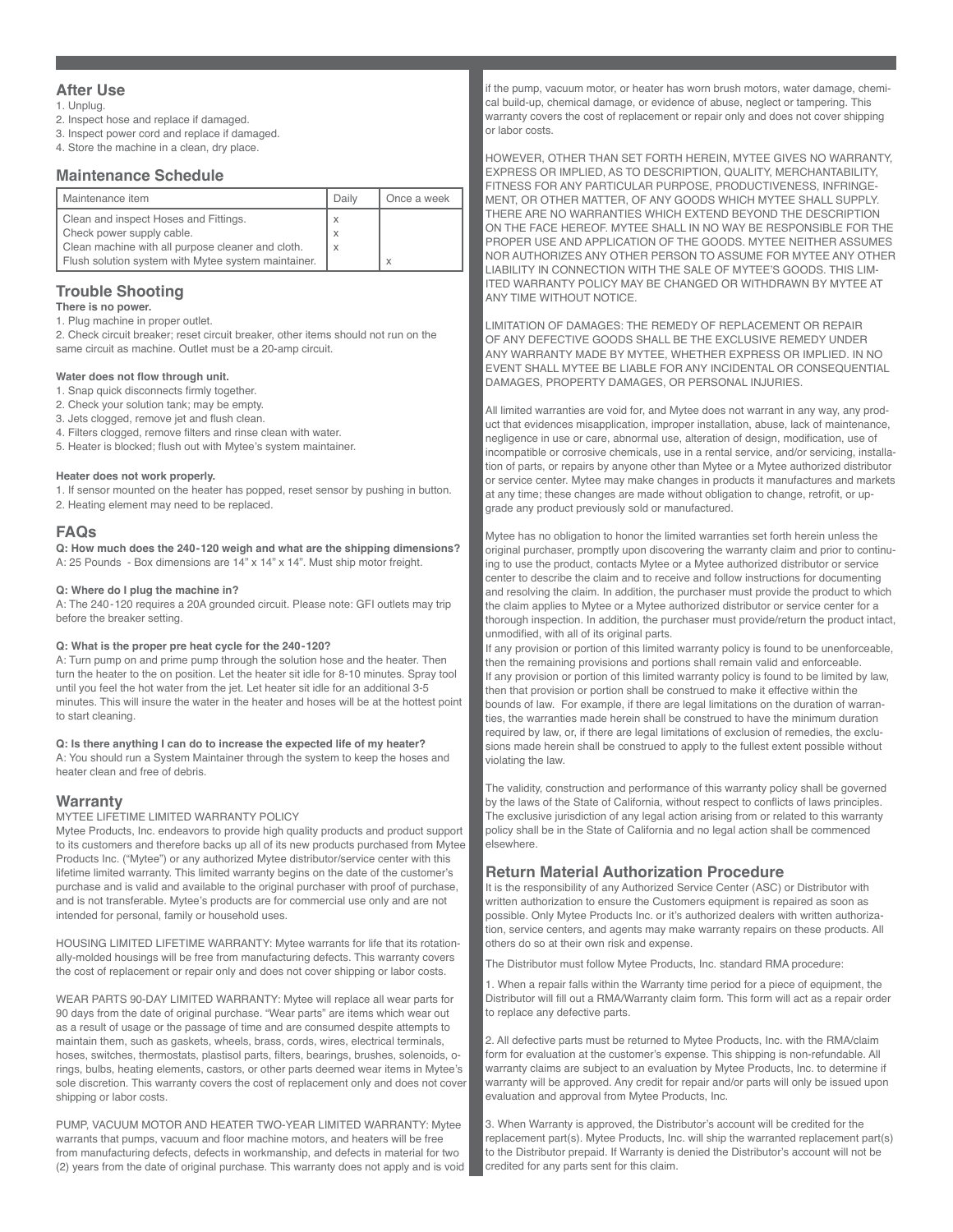## After Use

1. Unplug.
2. Inspect hose and replace if damaged.
3. Inspect power cord and replace if damaged.
4. Store the machine in a clean, dry place.

## Maintenance Schedule

| Maintenance item | Daily | Once a week |
|---|---|---|
| Clean and inspect Hoses and Fittings. | x | |
| Check power supply cable. | x | |
| Clean machine with all purpose cleaner and cloth. | x | |
| Flush solution system with Mytee system maintainer. | | x |

## Trouble Shooting

**There is no power.**

1. Plug machine in proper outlet.
2. Check circuit breaker; reset circuit breaker, other items should not run on the same circuit as machine. Outlet must be a 20-amp circuit.

**Water does not flow through unit.**

1. Snap quick disconnects firmly together.
2. Check your solution tank; may be empty.
3. Jets clogged, remove jet and flush clean.
4. Filters clogged, remove filters and rinse clean with water.
5. Heater is blocked; flush out with Mytee's system maintainer.

**Heater does not work properly.**

1. If sensor mounted on the heater has popped, reset sensor by pushing in button.
2. Heating element may need to be replaced.

## FAQs

**Q: How much does the 240-120 weigh and what are the shipping dimensions?**
A: 25 Pounds - Box dimensions are 14" x 14" x 14". Must ship motor freight.

**Q: Where do I plug the machine in?**
A: The 240-120 requires a 20A grounded circuit. Please note: GFI outlets may trip before the breaker setting.

**Q: What is the proper pre heat cycle for the 240-120?**
A: Turn pump on and prime pump through the solution hose and the heater. Then turn the heater to the on position. Let the heater sit idle for 8-10 minutes. Spray tool until you feel the hot water from the jet. Let heater sit idle for an additional 3-5 minutes. This will insure the water in the heater and hoses will be at the hottest point to start cleaning.

**Q: Is there anything I can do to increase the expected life of my heater?**
A: You should run a System Maintainer through the system to keep the hoses and heater clean and free of debris.

## Warranty

MYTEE LIFETIME LIMITED WARRANTY POLICY

Mytee Products, Inc. endeavors to provide high quality products and product support to its customers and therefore backs up all of its new products purchased from Mytee Products Inc. ("Mytee") or any authorized Mytee distributor/service center with this lifetime limited warranty. This limited warranty begins on the date of the customer's purchase and is valid and available to the original purchaser with proof of purchase, and is not transferable. Mytee's products are for commercial use only and are not intended for personal, family or household uses.

HOUSING LIMITED LIFETIME WARRANTY: Mytee warrants for life that its rotationally-molded housings will be free from manufacturing defects. This warranty covers the cost of replacement or repair only and does not cover shipping or labor costs.

WEAR PARTS 90-DAY LIMITED WARRANTY: Mytee will replace all wear parts for 90 days from the date of original purchase. "Wear parts" are items which wear out as a result of usage or the passage of time and are consumed despite attempts to maintain them, such as gaskets, wheels, brass, cords, wires, electrical terminals, hoses, switches, thermostats, plastisol parts, filters, bearings, brushes, solenoids, o-rings, bulbs, heating elements, castors, or other parts deemed wear items in Mytee's sole discretion. This warranty covers the cost of replacement only and does not cover shipping or labor costs.

PUMP, VACUUM MOTOR AND HEATER TWO-YEAR LIMITED WARRANTY: Mytee warrants that pumps, vacuum and floor machine motors, and heaters will be free from manufacturing defects, defects in workmanship, and defects in material for two (2) years from the date of original purchase. This warranty does not apply and is void if the pump, vacuum motor, or heater has worn brush motors, water damage, chemical build-up, chemical damage, or evidence of abuse, neglect or tampering. This warranty covers the cost of replacement or repair only and does not cover shipping or labor costs.

HOWEVER, OTHER THAN SET FORTH HEREIN, MYTEE GIVES NO WARRANTY, EXPRESS OR IMPLIED, AS TO DESCRIPTION, QUALITY, MERCHANTABILITY, FITNESS FOR ANY PARTICULAR PURPOSE, PRODUCTIVENESS, INFRINGEMENT, OR OTHER MATTER, OF ANY GOODS WHICH MYTEE SHALL SUPPLY. THERE ARE NO WARRANTIES WHICH EXTEND BEYOND THE DESCRIPTION ON THE FACE HEREOF. MYTEE SHALL IN NO WAY BE RESPONSIBLE FOR THE PROPER USE AND APPLICATION OF THE GOODS. MYTEE NEITHER ASSUMES NOR AUTHORIZES ANY OTHER PERSON TO ASSUME FOR MYTEE ANY OTHER LIABILITY IN CONNECTION WITH THE SALE OF MYTEE'S GOODS. THIS LIMITED WARRANTY POLICY MAY BE CHANGED OR WITHDRAWN BY MYTEE AT ANY TIME WITHOUT NOTICE.

LIMITATION OF DAMAGES: THE REMEDY OF REPLACEMENT OR REPAIR OF ANY DEFECTIVE GOODS SHALL BE THE EXCLUSIVE REMEDY UNDER ANY WARRANTY MADE BY MYTEE, WHETHER EXPRESS OR IMPLIED. IN NO EVENT SHALL MYTEE BE LIABLE FOR ANY INCIDENTAL OR CONSEQUENTIAL DAMAGES, PROPERTY DAMAGES, OR PERSONAL INJURIES.

All limited warranties are void for, and Mytee does not warrant in any way, any product that evidences misapplication, improper installation, abuse, lack of maintenance, negligence in use or care, abnormal use, alteration of design, modification, use of incompatible or corrosive chemicals, use in a rental service, and/or servicing, installation of parts, or repairs by anyone other than Mytee or a Mytee authorized distributor or service center. Mytee may make changes in products it manufactures and markets at any time; these changes are made without obligation to change, retrofit, or upgrade any product previously sold or manufactured.

Mytee has no obligation to honor the limited warranties set forth herein unless the original purchaser, promptly upon discovering the warranty claim and prior to continuing to use the product, contacts Mytee or a Mytee authorized distributor or service center to describe the claim and to receive and follow instructions for documenting and resolving the claim. In addition, the purchaser must provide the product to which the claim applies to Mytee or a Mytee authorized distributor or service center for a thorough inspection. In addition, the purchaser must provide/return the product intact, unmodified, with all of its original parts.

If any provision or portion of this limited warranty policy is found to be unenforceable, then the remaining provisions and portions shall remain valid and enforceable.

If any provision or portion of this limited warranty policy is found to be limited by law, then that provision or portion shall be construed to make it effective within the bounds of law. For example, if there are legal limitations on the duration of warranties, the warranties made herein shall be construed to have the minimum duration required by law, or, if there are legal limitations of exclusion of remedies, the exclusions made herein shall be construed to apply to the fullest extent possible without violating the law.

The validity, construction and performance of this warranty policy shall be governed by the laws of the State of California, without respect to conflicts of laws principles. The exclusive jurisdiction of any legal action arising from or related to this warranty policy shall be in the State of California and no legal action shall be commenced elsewhere.

## Return Material Authorization Procedure

It is the responsibility of any Authorized Service Center (ASC) or Distributor with written authorization to ensure the Customers equipment is repaired as soon as possible. Only Mytee Products Inc. or it's authorized dealers with written authorization, service centers, and agents may make warranty repairs on these products. All others do so at their own risk and expense.

The Distributor must follow Mytee Products, Inc. standard RMA procedure:

1. When a repair falls within the Warranty time period for a piece of equipment, the Distributor will fill out a RMA/Warranty claim form. This form will act as a repair order to replace any defective parts.

2. All defective parts must be returned to Mytee Products, Inc. with the RMA/claim form for evaluation at the customer's expense. This shipping is non-refundable. All warranty claims are subject to an evaluation by Mytee Products, Inc. to determine if warranty will be approved. Any credit for repair and/or parts will only be issued upon evaluation and approval from Mytee Products, Inc.

3. When Warranty is approved, the Distributor's account will be credited for the replacement part(s). Mytee Products, Inc. will ship the warranted replacement part(s) to the Distributor prepaid. If Warranty is denied the Distributor's account will not be credited for any parts sent for this claim.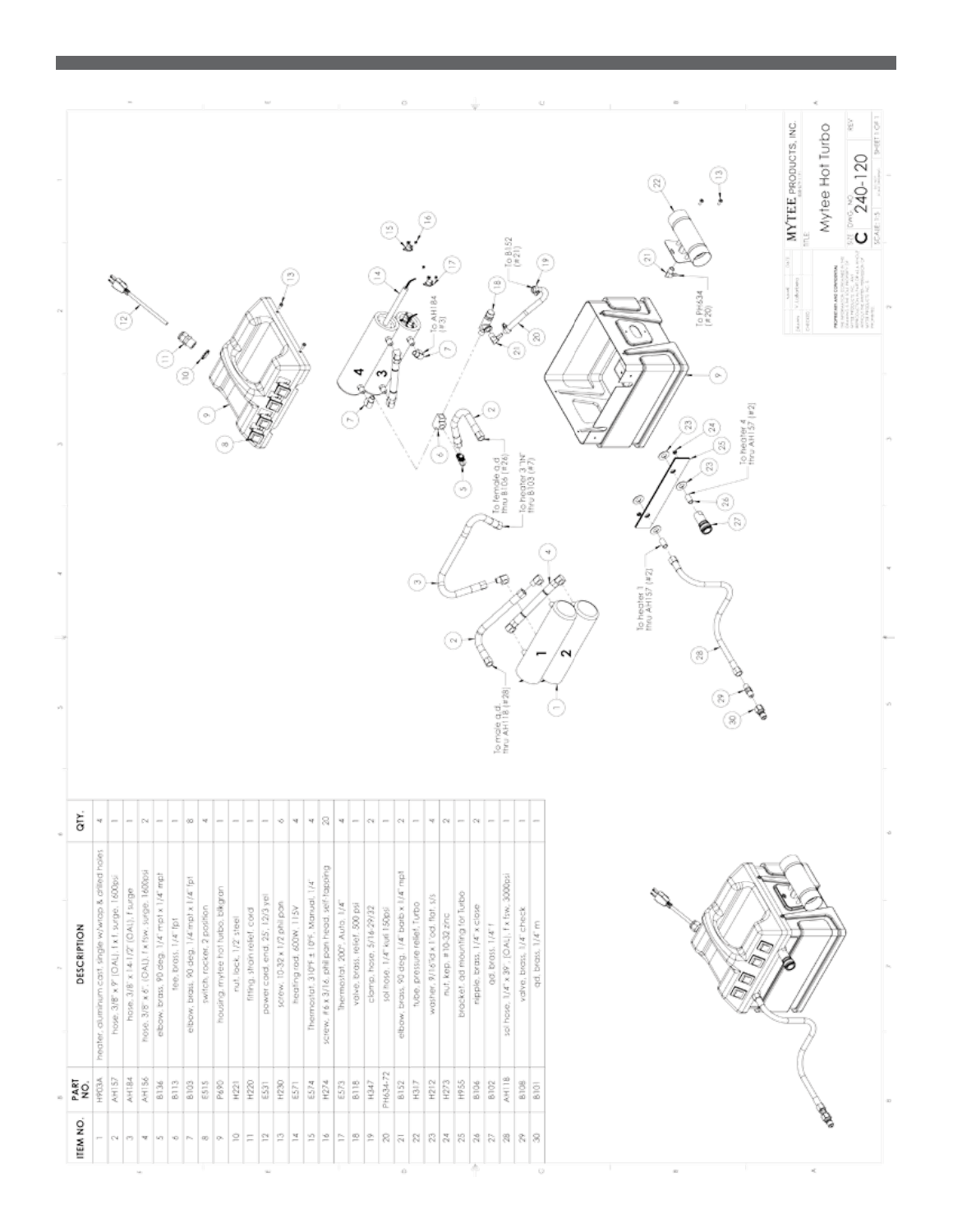| ITEM NO. | PART NO. | DESCRIPTION | QTY. |
| --- | --- | --- | --- |
| 1 | H903A | heater, aluminum cast, single w/wrap & drilled holes | 4 |
| 2 | AH157 | hose, 3/8" x 9" (OAL), f x f, surge, 1600psi | 1 |
| 3 | AH184 | hose, 3/8" x 14 1/2" (OAL), f surge | 1 |
| 4 | AH156 | hose, 3/8" x 6", (OAL), f x fsw, surge, 1600psi | 2 |
| 5 | B136 | elbow, brass, 90 deg, 1/4" mpt x 1/4" mpt | 1 |
| 6 | B113 | tee, brass, 1/4" fpt | 1 |
| 7 | B103 | elbow, brass, 90 deg, 1/4" mpt x 1/4" fpt | 8 |
| 8 | E515 | switch, rocker, 2 position | 4 |
| 9 | P690 | housing, mytee hot turbo, blk/gran | 1 |
| 10 | H221 | nut, lock, 1/2" steel | 1 |
| 11 | H220 | fitting, strain relief, cord | 1 |
| 12 | E531 | power cord, end, 25', 12/3 yel | 1 |
| 13 | H230 | screw, 10-32 x 1/2 phil pan | 6 |
| 14 | E571 | heating rod, 600W, 115V | 4 |
| 15 | E574 | Thermostat, 310°F ± 10°F, Manual, 1/4" | 4 |
| 16 | H274 | screw, #6 x 3/16, phil pan head, self tapping | 20 |
| 17 | E573 | Thermostat, 200°, Auto, 1/4" | 4 |
| 18 | B118 | valve, brass, relief, 500 psi | 1 |
| 19 | H347 | clamp, hose, 5/16-29/32 | 2 |
| 20 | PH634-72 | sol hose, 1/4" kuri 150psi | 1 |
| 21 | B152 | elbow, brass, 90 deg, 1/4" barb x 1/4" mpt | 2 |
| 22 | H317 | tube, pressure relief, Turbo | 1 |
| 23 | H212 | washer, 9/16"id x 1" od, flat, s/s | 4 |
| 24 | H273 | nut, kep, #10-32 zinc | 2 |
| 25 | H955 | bracket, qd mounting for Turbo | 1 |
| 26 | B106 | nipple, brass, 1/4" x close | 2 |
| 27 | B102 | qd, brass, 1/4" f | 1 |
| 28 | AH118 | sol hose, 1/4" x 39", (OAL), f x fsw, 3000psi | 1 |
| 29 | B108 | valve, brass, 1/4" check | 1 |
| 30 | B101 | qd, brass, 1/4" m | 1 |

To male q.d. thru AH118 (#28)

To female q.d. thru B106 (#26)

To heater 3 "IN" thru B103 (#7)

To AH184 (#3)

To B152 (#21)

To PH634 (#20)

To heater 1 thru AH157 (#2)

To heater 4 thru AH157 (#2)

MYTEE PRODUCTS, INC.

TITLE: Mytee Hot Turbo

SIZE C DWG. NO. 240-120 REV

SCALE: 1:5 SHEET 1 OF 1

PROPRIETARY AND CONFIDENTIAL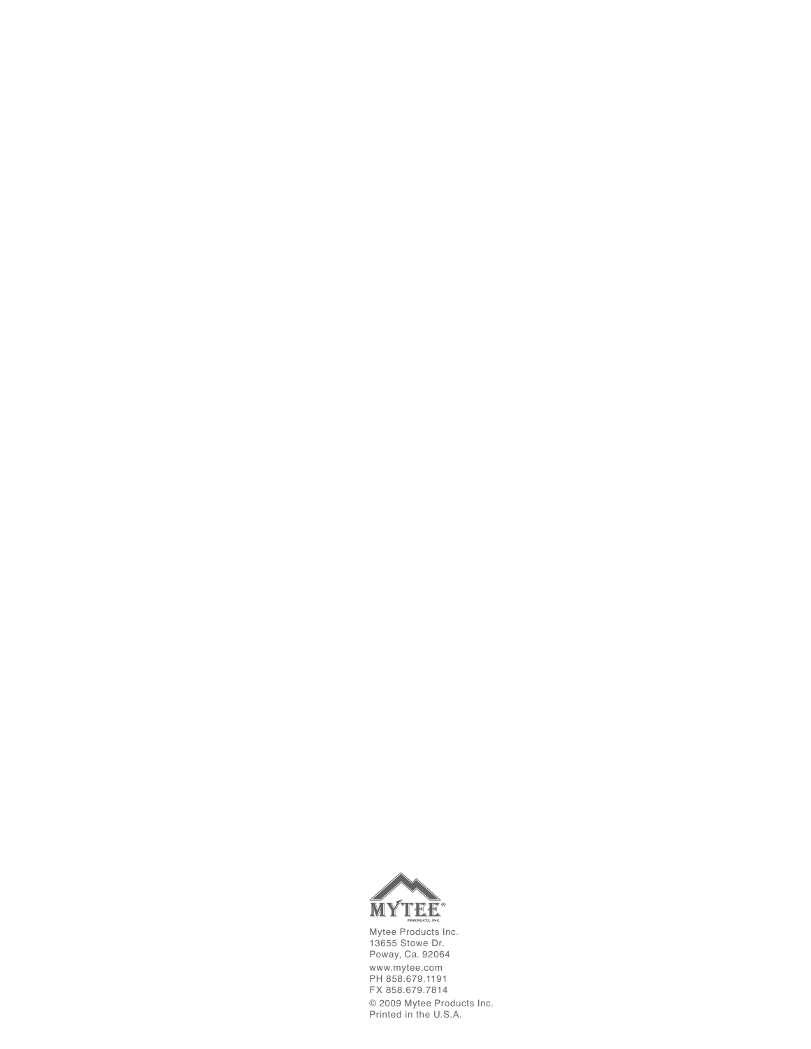MYTEE®

PRODUCTS, INC.

Mytee Products Inc.
13655 Stowe Dr.
Poway, Ca. 92064

www.mytee.com
PH 858.679.1191
FX 858.679.7814

© 2009 Mytee Products Inc.
Printed in the U.S.A.